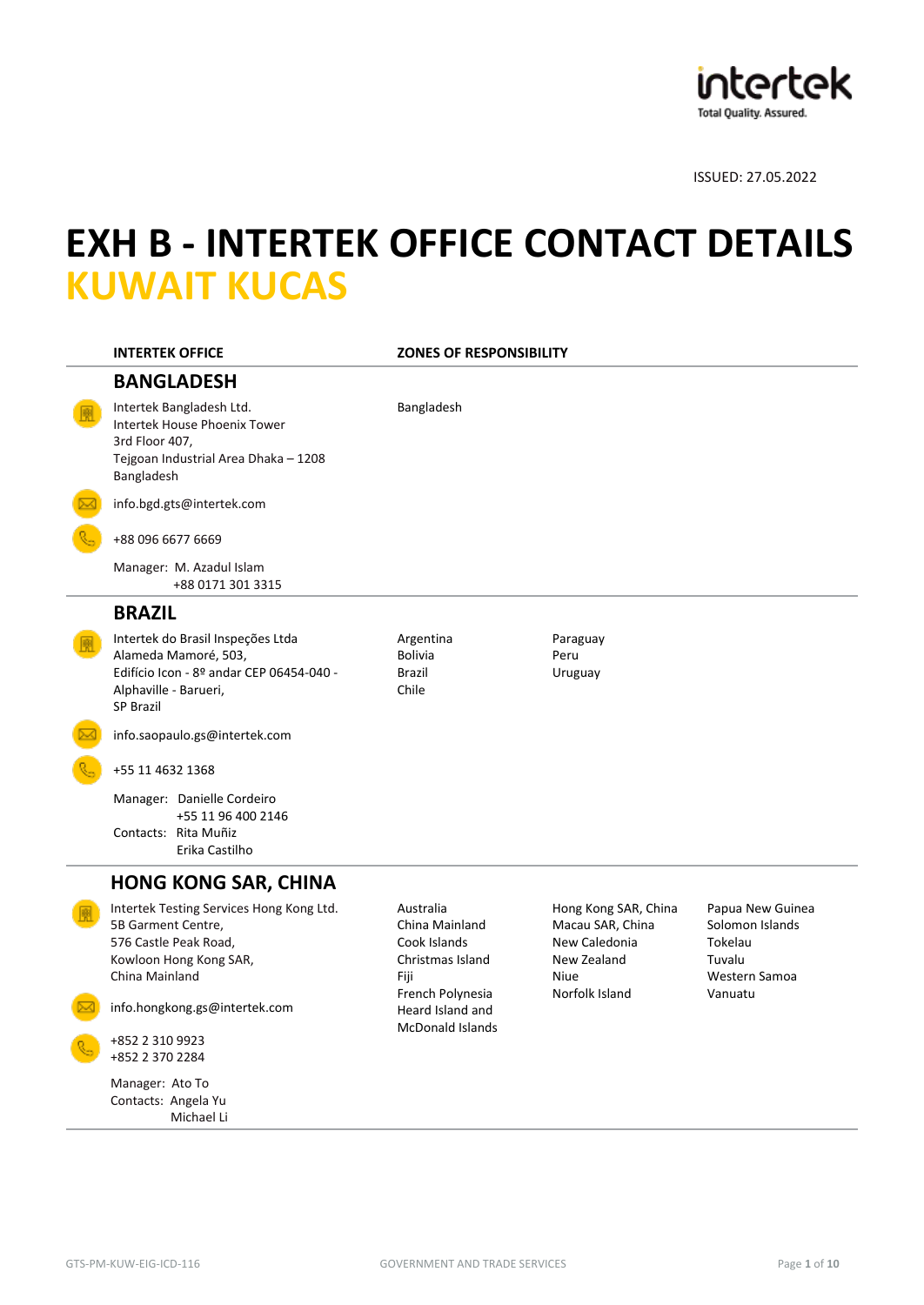ISSUED: 27.05.2022

# EXH B - INTERTEK OFFICE CONTACT DETAILS
# KUWAIT KUCAS

| INTERTEK OFFICE | ZONES OF RESPONSIBILITY |
|---|---|

## BANGLADESH

| Office | Zones of Responsibility |
|---|---|
| Intertek Bangladesh Ltd.<br>Intertek House Phoenix Tower<br>3rd Floor 407,<br>Tejgoan Industrial Area Dhaka – 1208<br>Bangladesh | Bangladesh |
| info.bgd.gts@intertek.com | |
| +88 096 6677 6669 | |
| Manager: M. Azadul Islam<br>+88 0171 301 3315 | |

## BRAZIL

| Office | Zones of Responsibility | |
|---|---|---|
| Intertek do Brasil Inspeções Ltda<br>Alameda Mamoré, 503,<br>Edifício Icon - 8º andar CEP 06454-040 -<br>Alphaville - Barueri,<br>SP Brazil | Argentina<br>Bolivia<br>Brazil<br>Chile | Paraguay<br>Peru<br>Uruguay |
| info.saopaulo.gs@intertek.com | | |
| +55 11 4632 1368 | | |
| Manager: Danielle Cordeiro<br>+55 11 96 400 2146<br>Contacts: Rita Muñiz<br>Erika Castilho | | |

## HONG KONG SAR, CHINA

| Office | Zones of Responsibility | | |
|---|---|---|---|
| Intertek Testing Services Hong Kong Ltd.<br>5B Garment Centre,<br>576 Castle Peak Road,<br>Kowloon Hong Kong SAR,<br>China Mainland | Australia<br>China Mainland<br>Cook Islands<br>Christmas Island<br>Fiji<br>French Polynesia<br>Heard Island and McDonald Islands | Hong Kong SAR, China<br>Macau SAR, China<br>New Caledonia<br>New Zealand<br>Niue<br>Norfolk Island | Papua New Guinea<br>Solomon Islands<br>Tokelau<br>Tuvalu<br>Western Samoa<br>Vanuatu |
| info.hongkong.gs@intertek.com | | | |
| +852 2 310 9923<br>+852 2 370 2284 | | | |
| Manager: Ato To<br>Contacts: Angela Yu<br>Michael Li | | | |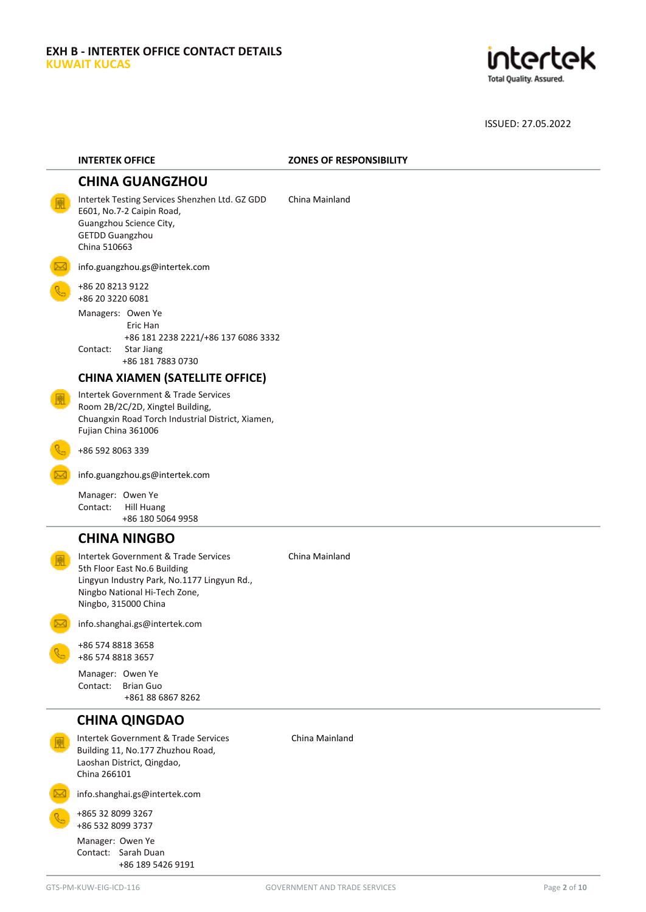**EXH B - INTERTEK OFFICE CONTACT DETAILS**
**KUWAIT KUCAS**

ISSUED: 27.05.2022

| INTERTEK OFFICE | ZONES OF RESPONSIBILITY |
|---|---|

## CHINA GUANGZHOU

Intertek Testing Services Shenzhen Ltd. GZ GDD
E601, No.7-2 Caipin Road,
Guangzhou Science City,
GETDD Guangzhou
China 510663

Zones of responsibility: China Mainland

info.guangzhou.gs@intertek.com

+86 20 8213 9122
+86 20 3220 6081

Managers: Owen Ye
Eric Han
+86 181 2238 2221/+86 137 6086 3332

Contact: Star Jiang
+86 181 7883 0730

## CHINA XIAMEN (SATELLITE OFFICE)

Intertek Government & Trade Services
Room 2B/2C/2D, Xingtel Building,
Chuangxin Road Torch Industrial District, Xiamen,
Fujian China 361006

+86 592 8063 339

info.guangzhou.gs@intertek.com

Manager: Owen Ye
Contact: Hill Huang
+86 180 5064 9958

## CHINA NINGBO

Intertek Government & Trade Services
5th Floor East No.6 Building
Lingyun Industry Park, No.1177 Lingyun Rd.,
Ningbo National Hi-Tech Zone,
Ningbo, 315000 China

Zones of responsibility: China Mainland

info.shanghai.gs@intertek.com

+86 574 8818 3658
+86 574 8818 3657

Manager: Owen Ye
Contact: Brian Guo
+861 88 6867 8262

## CHINA QINGDAO

Intertek Government & Trade Services
Building 11, No.177 Zhuzhou Road,
Laoshan District, Qingdao,
China 266101

Zones of responsibility: China Mainland

info.shanghai.gs@intertek.com

+865 32 8099 3267
+86 532 8099 3737

Manager: Owen Ye
Contact: Sarah Duan
+86 189 5426 9191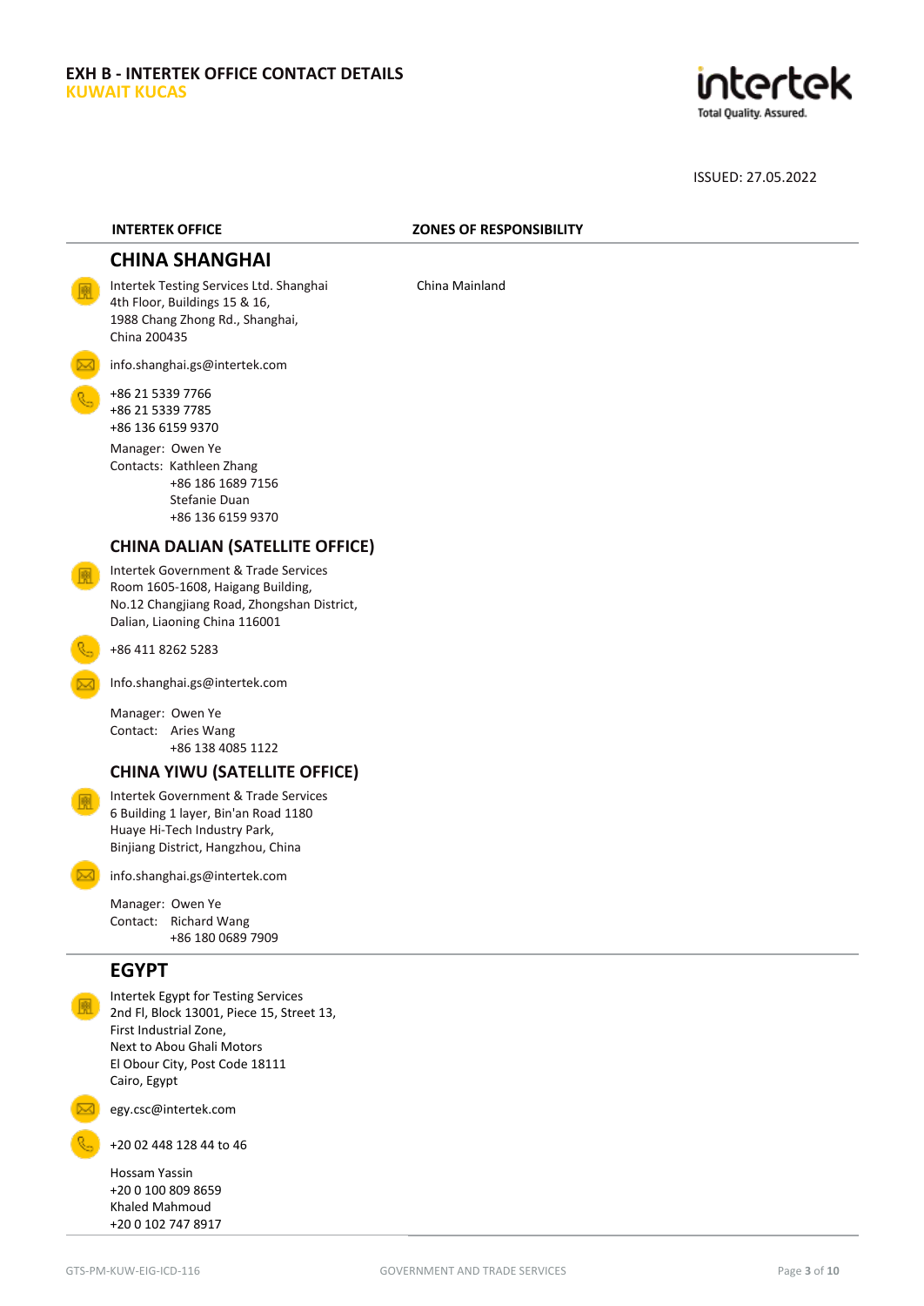**EXH B - INTERTEK OFFICE CONTACT DETAILS**
**KUWAIT KUCAS**

ISSUED: 27.05.2022

| INTERTEK OFFICE | ZONES OF RESPONSIBILITY |
|---|---|

## CHINA SHANGHAI

Intertek Testing Services Ltd. Shanghai
4th Floor, Buildings 15 & 16,
1988 Chang Zhong Rd., Shanghai,
China 200435

**Zones of responsibility:** China Mainland

info.shanghai.gs@intertek.com

+86 21 5339 7766
+86 21 5339 7785
+86 136 6159 9370

Manager: Owen Ye
Contacts: Kathleen Zhang
+86 186 1689 7156
Stefanie Duan
+86 136 6159 9370

## CHINA DALIAN (SATELLITE OFFICE)

Intertek Government & Trade Services
Room 1605-1608, Haigang Building,
No.12 Changjiang Road, Zhongshan District,
Dalian, Liaoning China 116001

+86 411 8262 5283

Info.shanghai.gs@intertek.com

Manager: Owen Ye
Contact: Aries Wang
+86 138 4085 1122

## CHINA YIWU (SATELLITE OFFICE)

Intertek Government & Trade Services
6 Building 1 layer, Bin'an Road 1180
Huaye Hi-Tech Industry Park,
Binjiang District, Hangzhou, China

info.shanghai.gs@intertek.com

Manager: Owen Ye
Contact: Richard Wang
+86 180 0689 7909

## EGYPT

Intertek Egypt for Testing Services
2nd Fl, Block 13001, Piece 15, Street 13,
First Industrial Zone,
Next to Abou Ghali Motors
El Obour City, Post Code 18111
Cairo, Egypt

egy.csc@intertek.com

+20 02 448 128 44 to 46

Hossam Yassin
+20 0 100 809 8659
Khaled Mahmoud
+20 0 102 747 8917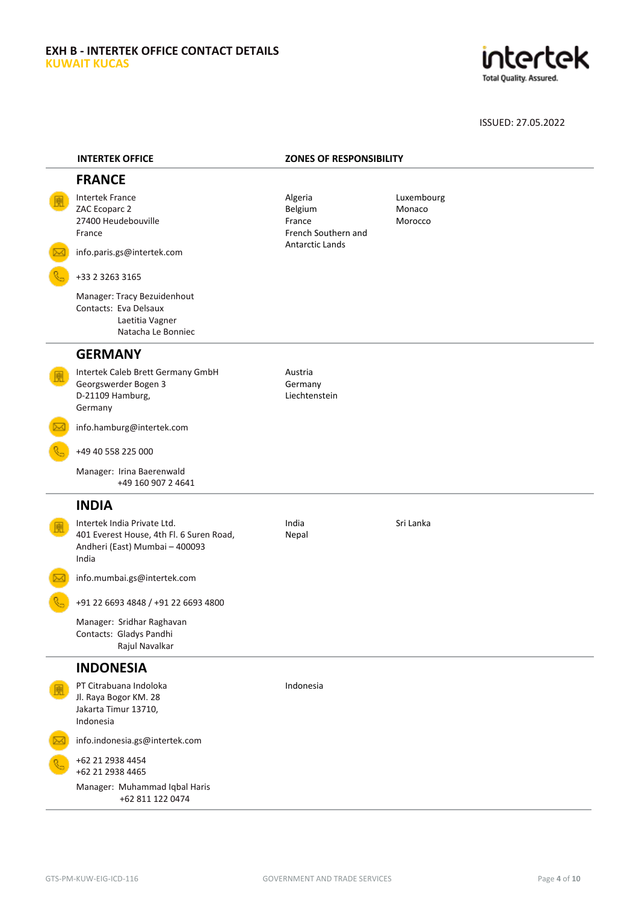**EXH B - INTERTEK OFFICE CONTACT DETAILS**
**KUWAIT KUCAS**

ISSUED: 27.05.2022

| INTERTEK OFFICE | ZONES OF RESPONSIBILITY | |
|---|---|---|
| **FRANCE** | | |
| Intertek France<br>ZAC Ecoparc 2<br>27400 Heudebouville<br>France<br><br>info.paris.gs@intertek.com<br><br>+33 2 3263 3165<br><br>Manager: Tracy Bezuidenhout<br>Contacts: Eva Delsaux<br>Laetitia Vagner<br>Natacha Le Bonniec | Algeria<br>Belgium<br>France<br>French Southern and Antarctic Lands | Luxembourg<br>Monaco<br>Morocco |
| **GERMANY** | | |
| Intertek Caleb Brett Germany GmbH<br>Georgswerder Bogen 3<br>D-21109 Hamburg,<br>Germany<br><br>info.hamburg@intertek.com<br><br>+49 40 558 225 000<br><br>Manager: Irina Baerenwald<br>+49 160 907 2 4641 | Austria<br>Germany<br>Liechtenstein | |
| **INDIA** | | |
| Intertek India Private Ltd.<br>401 Everest House, 4th Fl. 6 Suren Road,<br>Andheri (East) Mumbai – 400093<br>India<br><br>info.mumbai.gs@intertek.com<br><br>+91 22 6693 4848 / +91 22 6693 4800<br><br>Manager: Sridhar Raghavan<br>Contacts: Gladys Pandhi<br>Rajul Navalkar | India<br>Nepal | Sri Lanka |
| **INDONESIA** | | |
| PT Citrabuana Indoloka<br>Jl. Raya Bogor KM. 28<br>Jakarta Timur 13710,<br>Indonesia<br><br>info.indonesia.gs@intertek.com<br><br>+62 21 2938 4454<br>+62 21 2938 4465<br><br>Manager: Muhammad Iqbal Haris<br>+62 811 122 0474 | Indonesia | |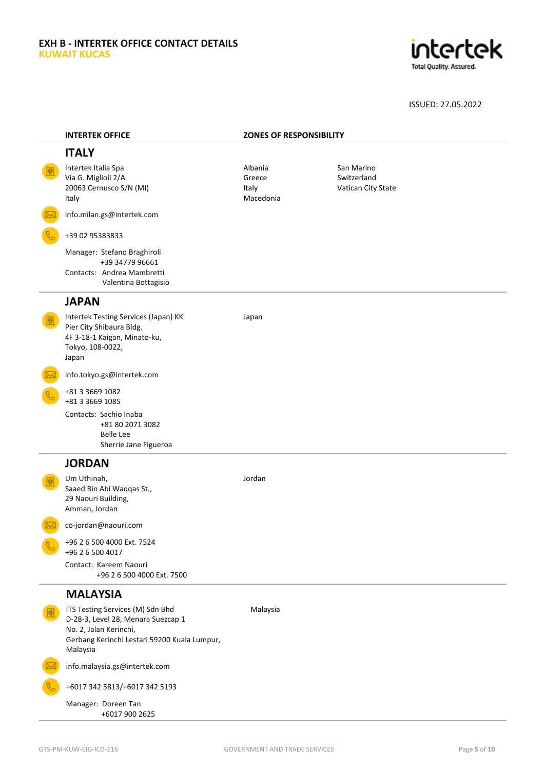# EXH B - INTERTEK OFFICE CONTACT DETAILS
## KUWAIT KUCAS

ISSUED: 27.05.2022

| INTERTEK OFFICE | ZONES OF RESPONSIBILITY |
|---|---|

## ITALY

Intertek Italia Spa
Via G. Miglioli 2/A
20063 Cernusco S/N (MI)
Italy

info.milan.gs@intertek.com

+39 02 95383833

Manager: Stefano Braghiroli
+39 34779 96661
Contacts: Andrea Mambretti
Valentina Bottagisio

**Zones of responsibility:** Albania, Greece, Italy, Macedonia, San Marino, Switzerland, Vatican City State

## JAPAN

Intertek Testing Services (Japan) KK
Pier City Shibaura Bldg.
4F 3-18-1 Kaigan, Minato-ku,
Tokyo, 108-0022,
Japan

info.tokyo.gs@intertek.com

+81 3 3669 1082
+81 3 3669 1085

Contacts: Sachio Inaba
+81 80 2071 3082
Belle Lee
Sherrie Jane Figueroa

**Zones of responsibility:** Japan

## JORDAN

Um Uthinah,
Saaed Bin Abi Waqqas St.,
29 Naouri Building,
Amman, Jordan

co-jordan@naouri.com

+96 2 6 500 4000 Ext. 7524
+96 2 6 500 4017

Contact: Kareem Naouri
+96 2 6 500 4000 Ext. 7500

**Zones of responsibility:** Jordan

## MALAYSIA

ITS Testing Services (M) Sdn Bhd
D-28-3, Level 28, Menara Suezcap 1
No. 2, Jalan Kerinchi,
Gerbang Kerinchi Lestari 59200 Kuala Lumpur,
Malaysia

info.malaysia.gs@intertek.com

+6017 342 5813/+6017 342 5193

Manager: Doreen Tan
+6017 900 2625

**Zones of responsibility:** Malaysia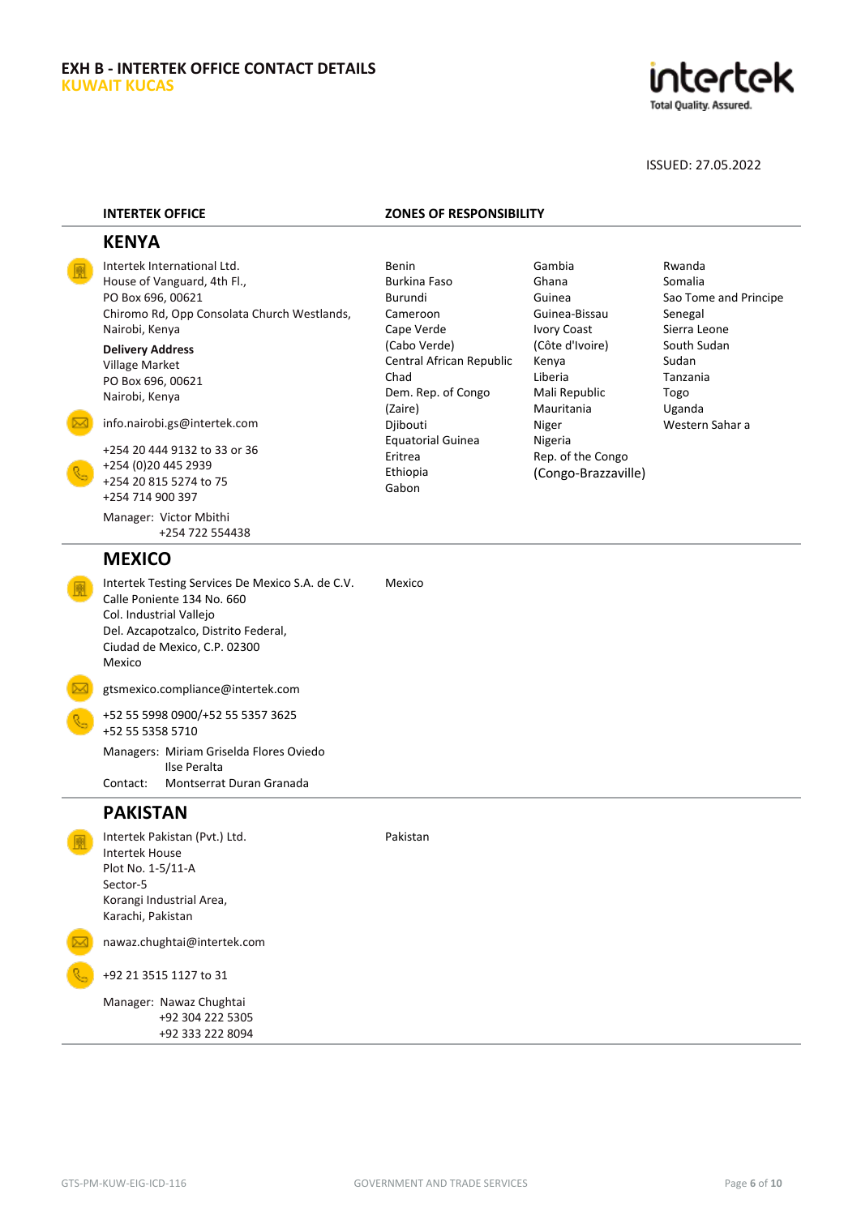**EXH B - INTERTEK OFFICE CONTACT DETAILS**
**KUWAIT KUCAS**

ISSUED: 27.05.2022

| INTERTEK OFFICE | ZONES OF RESPONSIBILITY |
|---|---|

## KENYA

Intertek International Ltd.
House of Vanguard, 4th Fl.,
PO Box 696, 00621
Chiromo Rd, Opp Consolata Church Westlands,
Nairobi, Kenya

**Delivery Address**
Village Market
PO Box 696, 00621
Nairobi, Kenya

info.nairobi.gs@intertek.com

+254 20 444 9132 to 33 or 36
+254 (0)20 445 2939
+254 20 815 5274 to 75
+254 714 900 397

Manager: Victor Mbithi
+254 722 554438

**Zones of responsibility:**

Benin, Burkina Faso, Burundi, Cameroon, Cape Verde (Cabo Verde), Central African Republic, Chad, Dem. Rep. of Congo (Zaire), Djibouti, Equatorial Guinea, Eritrea, Ethiopia, Gabon, Gambia, Ghana, Guinea, Guinea-Bissau, Ivory Coast (Côte d'Ivoire), Kenya, Liberia, Mali Republic, Mauritania, Niger, Nigeria, Rep. of the Congo (Congo-Brazzaville), Rwanda, Somalia, Sao Tome and Principe, Senegal, Sierra Leone, South Sudan, Sudan, Tanzania, Togo, Uganda, Western Sahar a

## MEXICO

Intertek Testing Services De Mexico S.A. de C.V.
Calle Poniente 134 No. 660
Col. Industrial Vallejo
Del. Azcapotzalco, Distrito Federal,
Ciudad de Mexico, C.P. 02300
Mexico

gtsmexico.compliance@intertek.com

+52 55 5998 0900/+52 55 5357 3625
+52 55 5358 5710

Managers: Miriam Griselda Flores Oviedo
Ilse Peralta
Contact: Montserrat Duran Granada

**Zones of responsibility:** Mexico

## PAKISTAN

Intertek Pakistan (Pvt.) Ltd.
Intertek House
Plot No. 1-5/11-A
Sector-5
Korangi Industrial Area,
Karachi, Pakistan

nawaz.chughtai@intertek.com

+92 21 3515 1127 to 31

Manager: Nawaz Chughtai
+92 304 222 5305
+92 333 222 8094

**Zones of responsibility:** Pakistan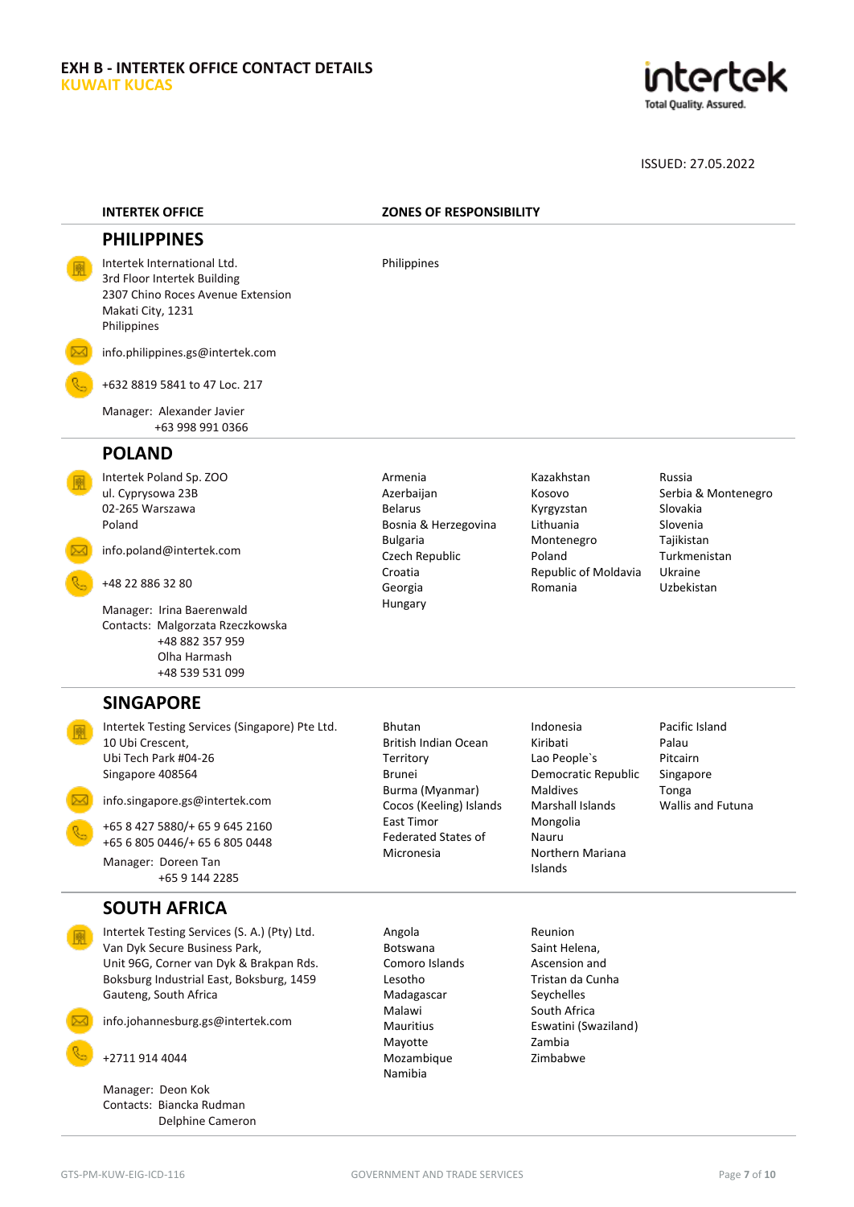**EXH B - INTERTEK OFFICE CONTACT DETAILS**
**KUWAIT KUCAS**

ISSUED: 27.05.2022

| INTERTEK OFFICE | ZONES OF RESPONSIBILITY |
|---|---|
| **PHILIPPINES** | |
| Intertek International Ltd.<br>3rd Floor Intertek Building<br>2307 Chino Roces Avenue Extension<br>Makati City, 1231<br>Philippines<br><br>info.philippines.gs@intertek.com<br><br>+632 8819 5841 to 47 Loc. 217<br><br>Manager: Alexander Javier<br>+63 998 991 0366 | Philippines |
| **POLAND** | |
| Intertek Poland Sp. ZOO<br>ul. Cyprysowa 23B<br>02-265 Warszawa<br>Poland<br><br>info.poland@intertek.com<br><br>+48 22 886 32 80<br><br>Manager: Irina Baerenwald<br>Contacts: Malgorzata Rzeczkowska<br>+48 882 357 959<br>Olha Harmash<br>+48 539 531 099 | Armenia<br>Azerbaijan<br>Belarus<br>Bosnia & Herzegovina<br>Bulgaria<br>Czech Republic<br>Croatia<br>Georgia<br>Hungary<br>Kazakhstan<br>Kosovo<br>Kyrgyzstan<br>Lithuania<br>Montenegro<br>Poland<br>Republic of Moldavia<br>Romania<br>Russia<br>Serbia & Montenegro<br>Slovakia<br>Slovenia<br>Tajikistan<br>Turkmenistan<br>Ukraine<br>Uzbekistan |
| **SINGAPORE** | |
| Intertek Testing Services (Singapore) Pte Ltd.<br>10 Ubi Crescent,<br>Ubi Tech Park #04-26<br>Singapore 408564<br><br>info.singapore.gs@intertek.com<br><br>+65 8 427 5880/+ 65 9 645 2160<br>+65 6 805 0446/+ 65 6 805 0448<br><br>Manager: Doreen Tan<br>+65 9 144 2285 | Bhutan<br>British Indian Ocean Territory<br>Brunei<br>Burma (Myanmar)<br>Cocos (Keeling) Islands<br>East Timor<br>Federated States of Micronesia<br>Indonesia<br>Kiribati<br>Lao People`s Democratic Republic<br>Maldives<br>Marshall Islands<br>Mongolia<br>Nauru<br>Northern Mariana Islands<br>Pacific Island<br>Palau<br>Pitcairn<br>Singapore<br>Tonga<br>Wallis and Futuna |
| **SOUTH AFRICA** | |
| Intertek Testing Services (S. A.) (Pty) Ltd.<br>Van Dyk Secure Business Park,<br>Unit 96G, Corner van Dyk & Brakpan Rds.<br>Boksburg Industrial East, Boksburg, 1459<br>Gauteng, South Africa<br><br>info.johannesburg.gs@intertek.com<br><br>+2711 914 4044<br><br>Manager: Deon Kok<br>Contacts: Biancka Rudman<br>Delphine Cameron | Angola<br>Botswana<br>Comoro Islands<br>Lesotho<br>Madagascar<br>Malawi<br>Mauritius<br>Mayotte<br>Mozambique<br>Namibia<br>Reunion<br>Saint Helena, Ascension and Tristan da Cunha<br>Seychelles<br>South Africa<br>Eswatini (Swaziland)<br>Zambia<br>Zimbabwe |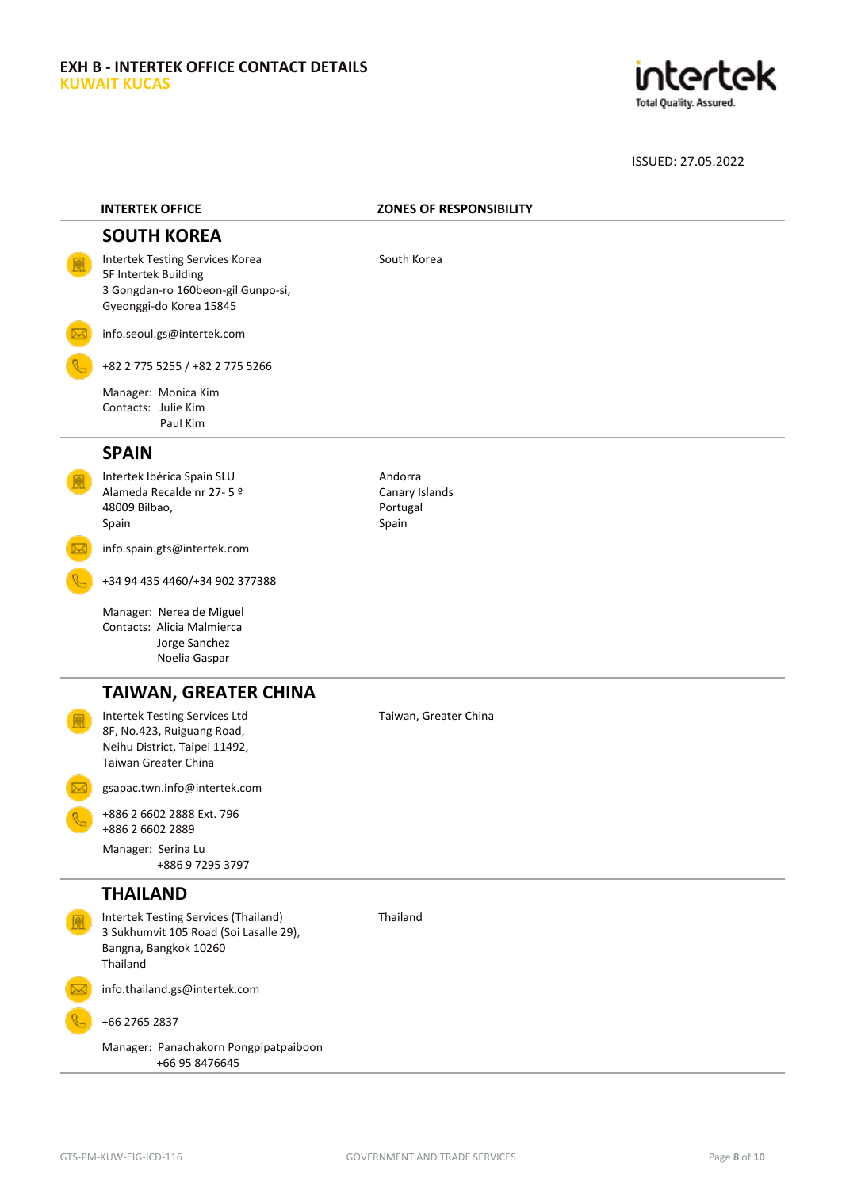**EXH B - INTERTEK OFFICE CONTACT DETAILS**
**KUWAIT KUCAS**

ISSUED: 27.05.2022

| INTERTEK OFFICE | ZONES OF RESPONSIBILITY |
| --- | --- |
| **SOUTH KOREA** | |
| Intertek Testing Services Korea<br>5F Intertek Building<br>3 Gongdan-ro 160beon-gil Gunpo-si,<br>Gyeonggi-do Korea 15845<br><br>info.seoul.gs@intertek.com<br><br>+82 2 775 5255 / +82 2 775 5266<br><br>Manager: Monica Kim<br>Contacts: Julie Kim<br>Paul Kim | South Korea |
| **SPAIN** | |
| Intertek Ibérica Spain SLU<br>Alameda Recalde nr 27- 5 º<br>48009 Bilbao,<br>Spain<br><br>info.spain.gts@intertek.com<br><br>+34 94 435 4460/+34 902 377388<br><br>Manager: Nerea de Miguel<br>Contacts: Alicia Malmierca<br>Jorge Sanchez<br>Noelia Gaspar | Andorra<br>Canary Islands<br>Portugal<br>Spain |
| **TAIWAN, GREATER CHINA** | |
| Intertek Testing Services Ltd<br>8F, No.423, Ruiguang Road,<br>Neihu District, Taipei 11492,<br>Taiwan Greater China<br><br>gsapac.twn.info@intertek.com<br><br>+886 2 6602 2888 Ext. 796<br>+886 2 6602 2889<br><br>Manager: Serina Lu<br>+886 9 7295 3797 | Taiwan, Greater China |
| **THAILAND** | |
| Intertek Testing Services (Thailand)<br>3 Sukhumvit 105 Road (Soi Lasalle 29),<br>Bangna, Bangkok 10260<br>Thailand<br><br>info.thailand.gs@intertek.com<br><br>+66 2765 2837<br><br>Manager: Panachakorn Pongpipatpaiboon<br>+66 95 8476645 | Thailand |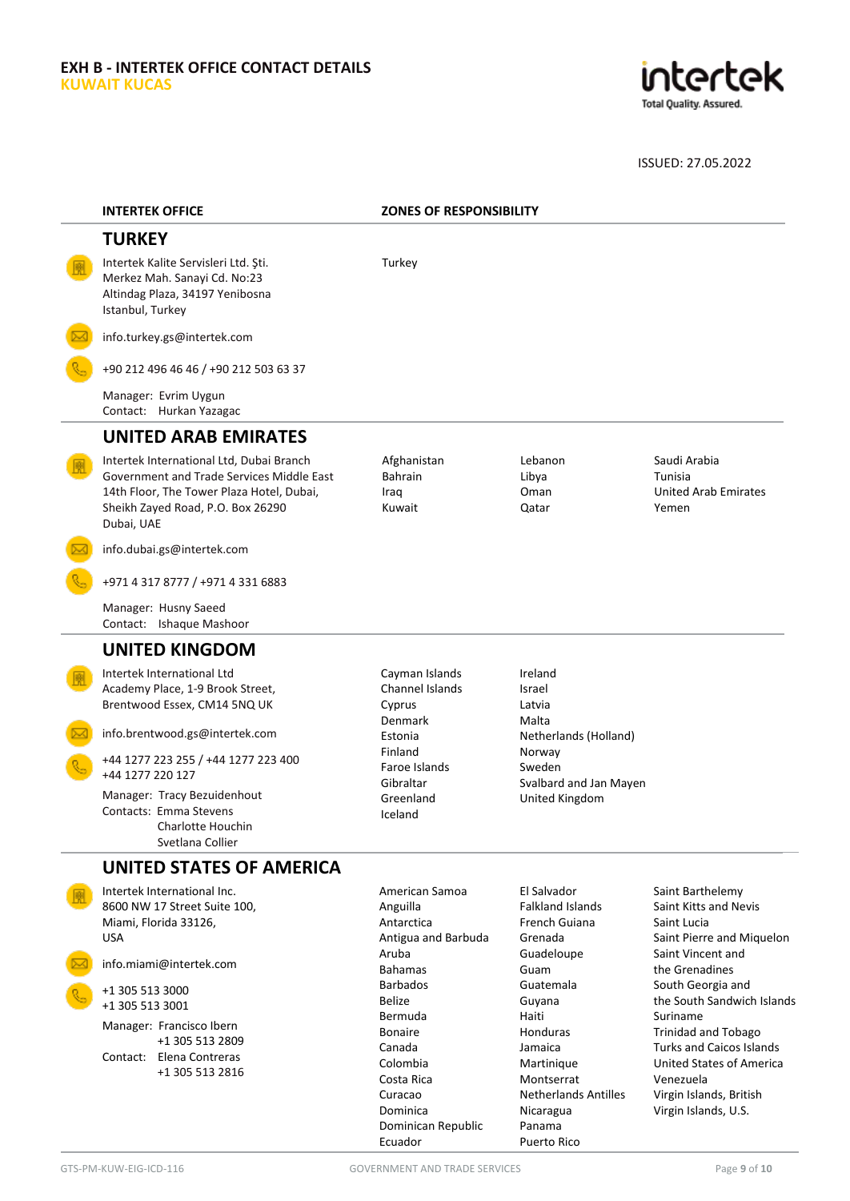**EXH B - INTERTEK OFFICE CONTACT DETAILS**
**KUWAIT KUCAS**

ISSUED: 27.05.2022

| INTERTEK OFFICE | ZONES OF RESPONSIBILITY |
|---|---|

## TURKEY

Intertek Kalite Servisleri Ltd. Şti.
Merkez Mah. Sanayi Cd. No:23
Altindag Plaza, 34197 Yenibosna
Istanbul, Turkey

info.turkey.gs@intertek.com

+90 212 496 46 46 / +90 212 503 63 37

Manager: Evrim Uygun
Contact: Hurkan Yazagac

**Zones of responsibility:** Turkey

## UNITED ARAB EMIRATES

Intertek International Ltd, Dubai Branch
Government and Trade Services Middle East
14th Floor, The Tower Plaza Hotel, Dubai,
Sheikh Zayed Road, P.O. Box 26290
Dubai, UAE

info.dubai.gs@intertek.com

+971 4 317 8777 / +971 4 331 6883

Manager: Husny Saeed
Contact: Ishaque Mashoor

**Zones of responsibility:**

- Afghanistan
- Bahrain
- Iraq
- Kuwait
- Lebanon
- Libya
- Oman
- Qatar
- Saudi Arabia
- Tunisia
- United Arab Emirates
- Yemen

## UNITED KINGDOM

Intertek International Ltd
Academy Place, 1-9 Brook Street,
Brentwood Essex, CM14 5NQ UK

info.brentwood.gs@intertek.com

+44 1277 223 255 / +44 1277 223 400
+44 1277 220 127

Manager: Tracy Bezuidenhout
Contacts: Emma Stevens
Charlotte Houchin
Svetlana Collier

**Zones of responsibility:**

- Cayman Islands
- Channel Islands
- Cyprus
- Denmark
- Estonia
- Finland
- Faroe Islands
- Gibraltar
- Greenland
- Iceland
- Ireland
- Israel
- Latvia
- Malta
- Netherlands (Holland)
- Norway
- Sweden
- Svalbard and Jan Mayen
- United Kingdom

## UNITED STATES OF AMERICA

Intertek International Inc.
8600 NW 17 Street Suite 100,
Miami, Florida 33126,
USA

info.miami@intertek.com

+1 305 513 3000
+1 305 513 3001

Manager: Francisco Ibern
+1 305 513 2809
Contact: Elena Contreras
+1 305 513 2816

**Zones of responsibility:**

- American Samoa
- Anguilla
- Antarctica
- Antigua and Barbuda
- Aruba
- Bahamas
- Barbados
- Belize
- Bermuda
- Bonaire
- Canada
- Colombia
- Costa Rica
- Curacao
- Dominica
- Dominican Republic
- Ecuador
- El Salvador
- Falkland Islands
- French Guiana
- Grenada
- Guadeloupe
- Guam
- Guatemala
- Guyana
- Haiti
- Honduras
- Jamaica
- Martinique
- Montserrat
- Netherlands Antilles
- Nicaragua
- Panama
- Puerto Rico
- Saint Barthelemy
- Saint Kitts and Nevis
- Saint Lucia
- Saint Pierre and Miquelon
- Saint Vincent and the Grenadines
- South Georgia and the South Sandwich Islands
- Suriname
- Trinidad and Tobago
- Turks and Caicos Islands
- United States of America
- Venezuela
- Virgin Islands, British
- Virgin Islands, U.S.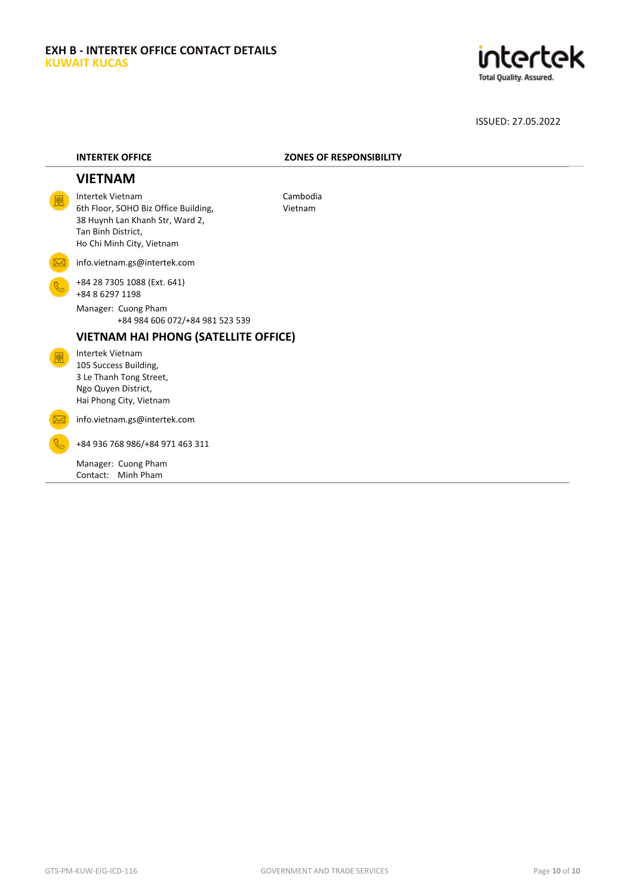**EXH B - INTERTEK OFFICE CONTACT DETAILS**
**KUWAIT KUCAS**

ISSUED: 27.05.2022

| INTERTEK OFFICE | ZONES OF RESPONSIBILITY |
|---|---|
| **VIETNAM** | |
| Intertek Vietnam<br>6th Floor, SOHO Biz Office Building,<br>38 Huynh Lan Khanh Str, Ward 2,<br>Tan Binh District,<br>Ho Chi Minh City, Vietnam | Cambodia<br>Vietnam |
| info.vietnam.gs@intertek.com | |
| +84 28 7305 1088 (Ext. 641)<br>+84 8 6297 1198 | |
| Manager: Cuong Pham<br>+84 984 606 072/+84 981 523 539 | |
| **VIETNAM HAI PHONG (SATELLITE OFFICE)** | |
| Intertek Vietnam<br>105 Success Building,<br>3 Le Thanh Tong Street,<br>Ngo Quyen District,<br>Hai Phong City, Vietnam | |
| info.vietnam.gs@intertek.com | |
| +84 936 768 986/+84 971 463 311 | |
| Manager: Cuong Pham<br>Contact: Minh Pham | |